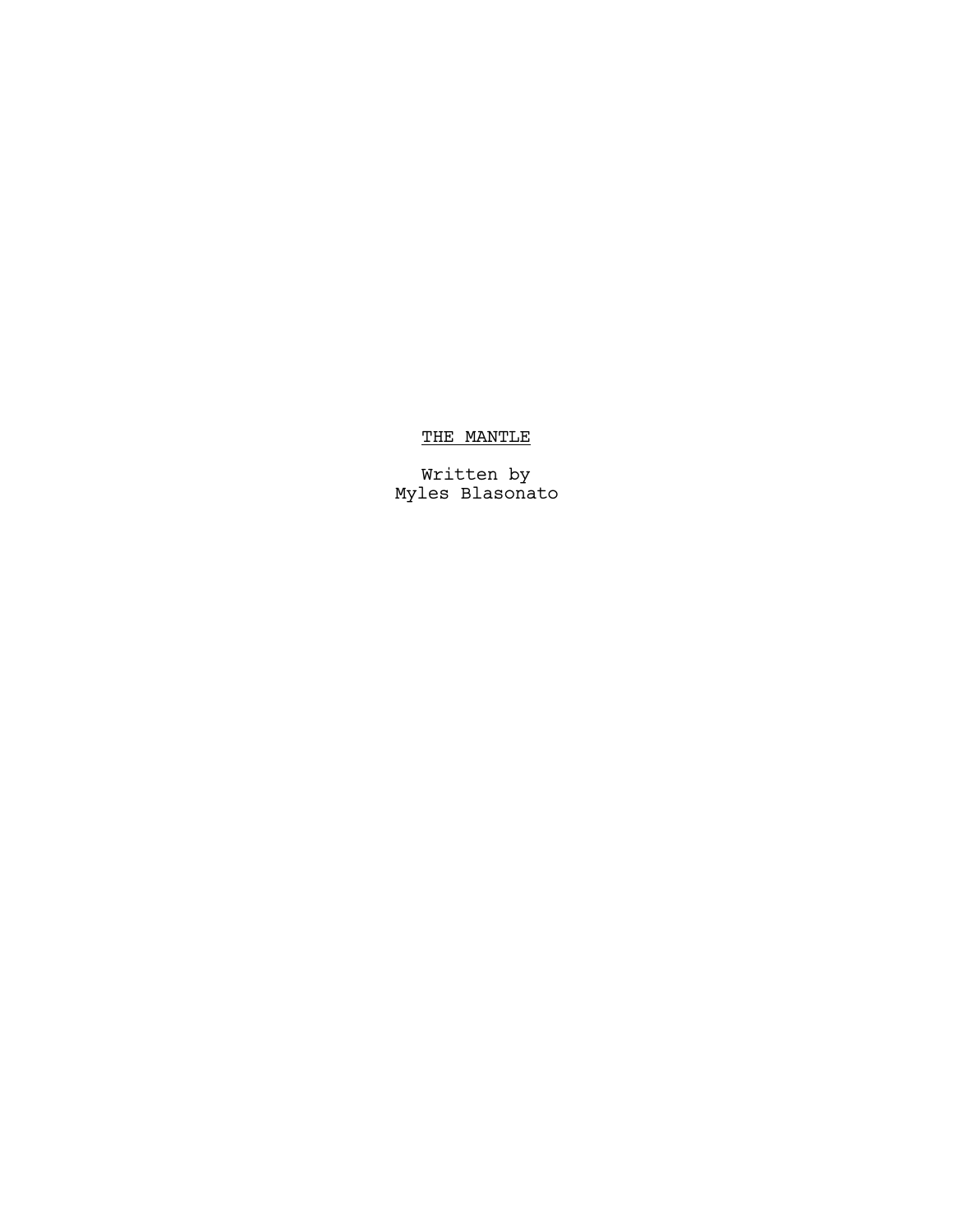# THE MANTLE

Written by
Myles Blasonato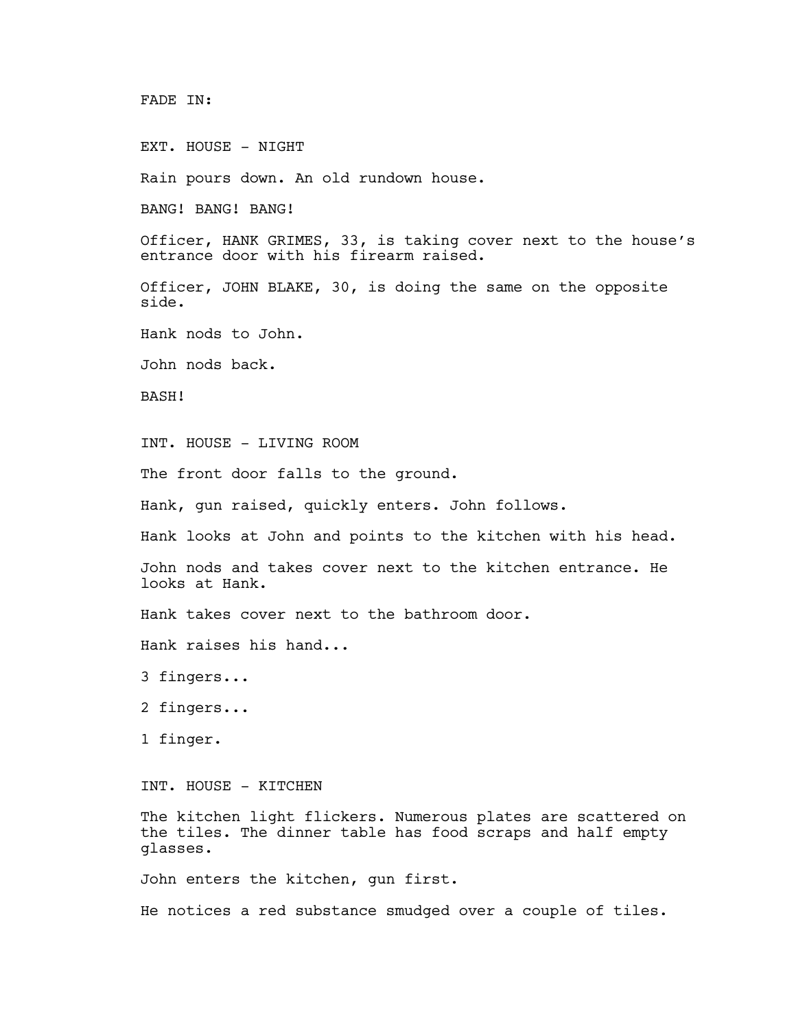FADE IN:

EXT. HOUSE - NIGHT

Rain pours down. An old rundown house.

BANG! BANG! BANG!

Officer, HANK GRIMES, 33, is taking cover next to the house's entrance door with his firearm raised.

Officer, JOHN BLAKE, 30, is doing the same on the opposite side.

Hank nods to John.

John nods back.

BASH!

INT. HOUSE - LIVING ROOM

The front door falls to the ground.

Hank, gun raised, quickly enters. John follows.

Hank looks at John and points to the kitchen with his head.

John nods and takes cover next to the kitchen entrance. He looks at Hank.

Hank takes cover next to the bathroom door.

Hank raises his hand...

3 fingers...

2 fingers...

1 finger.

INT. HOUSE - KITCHEN

The kitchen light flickers. Numerous plates are scattered on the tiles. The dinner table has food scraps and half empty glasses.

John enters the kitchen, gun first.

He notices a red substance smudged over a couple of tiles.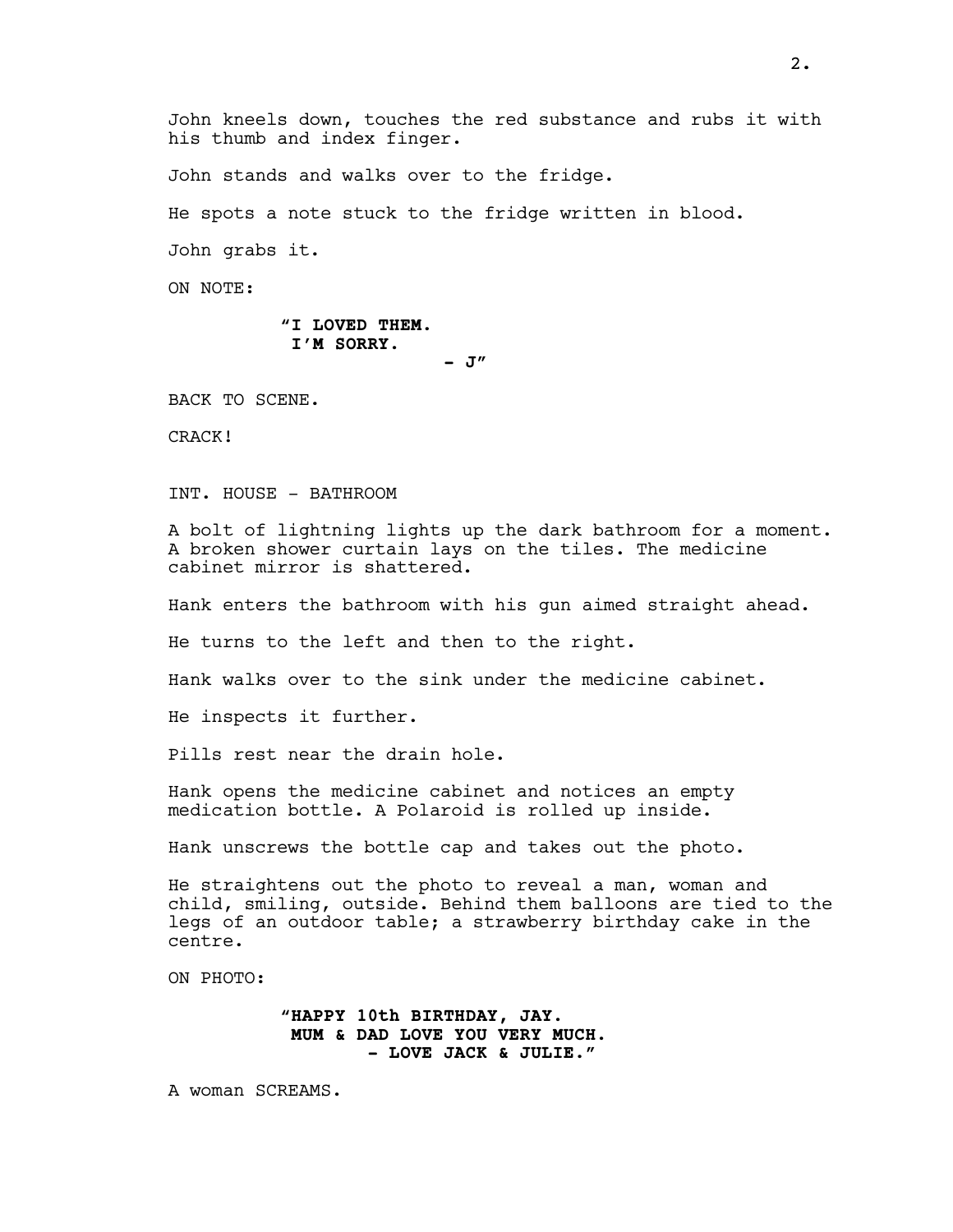John kneels down, touches the red substance and rubs it with his thumb and index finger.

John stands and walks over to the fridge.

He spots a note stuck to the fridge written in blood.

John grabs it.

ON NOTE:

> **"I LOVED THEM.**
> **I'M SORRY.**
> **- J"**

BACK TO SCENE.

CRACK!

INT. HOUSE - BATHROOM

A bolt of lightning lights up the dark bathroom for a moment. A broken shower curtain lays on the tiles. The medicine cabinet mirror is shattered.

Hank enters the bathroom with his gun aimed straight ahead.

He turns to the left and then to the right.

Hank walks over to the sink under the medicine cabinet.

He inspects it further.

Pills rest near the drain hole.

Hank opens the medicine cabinet and notices an empty medication bottle. A Polaroid is rolled up inside.

Hank unscrews the bottle cap and takes out the photo.

He straightens out the photo to reveal a man, woman and child, smiling, outside. Behind them balloons are tied to the legs of an outdoor table; a strawberry birthday cake in the centre.

ON PHOTO:

> **"HAPPY 10th BIRTHDAY, JAY.**
> **MUM & DAD LOVE YOU VERY MUCH.**
> **- LOVE JACK & JULIE."**

A woman SCREAMS.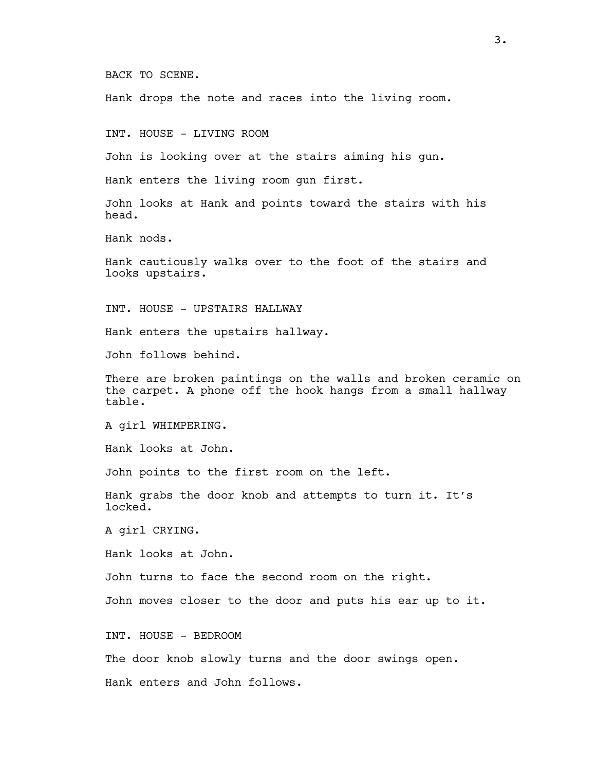BACK TO SCENE.

Hank drops the note and races into the living room.

INT. HOUSE - LIVING ROOM

John is looking over at the stairs aiming his gun.

Hank enters the living room gun first.

John looks at Hank and points toward the stairs with his head.

Hank nods.

Hank cautiously walks over to the foot of the stairs and looks upstairs.

INT. HOUSE - UPSTAIRS HALLWAY

Hank enters the upstairs hallway.

John follows behind.

There are broken paintings on the walls and broken ceramic on the carpet. A phone off the hook hangs from a small hallway table.

A girl WHIMPERING.

Hank looks at John.

John points to the first room on the left.

Hank grabs the door knob and attempts to turn it. It's locked.

A girl CRYING.

Hank looks at John.

John turns to face the second room on the right.

John moves closer to the door and puts his ear up to it.

INT. HOUSE - BEDROOM

The door knob slowly turns and the door swings open.

Hank enters and John follows.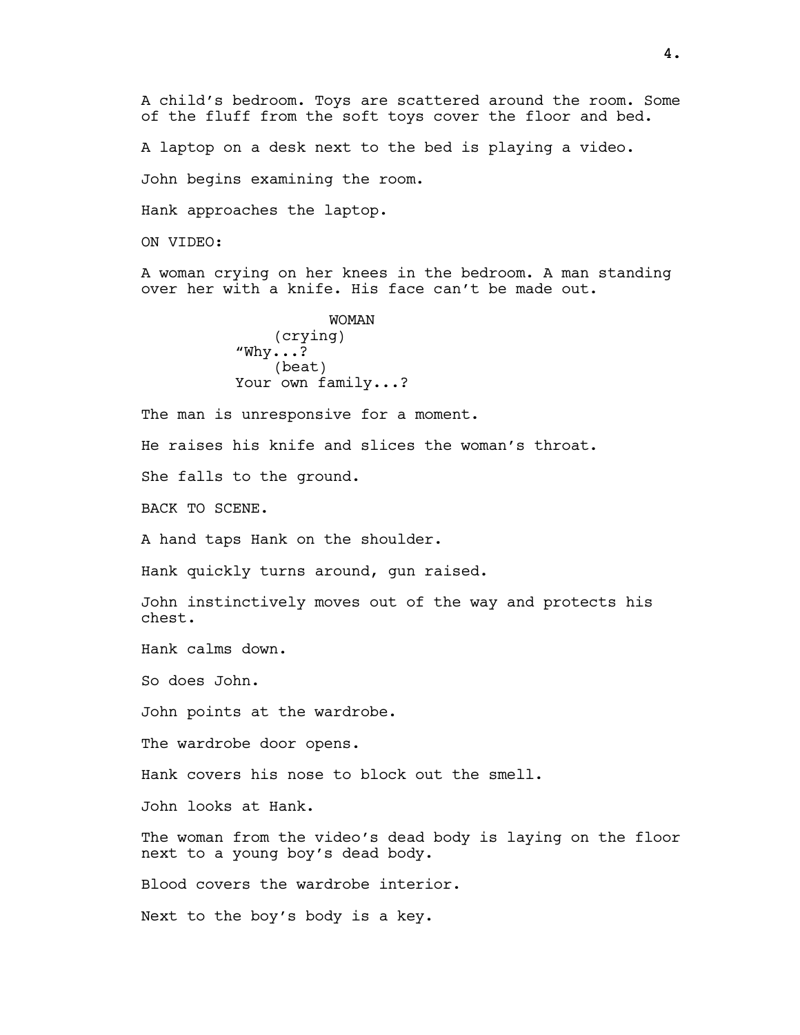A child's bedroom. Toys are scattered around the room. Some of the fluff from the soft toys cover the floor and bed.

A laptop on a desk next to the bed is playing a video.

John begins examining the room.

Hank approaches the laptop.

ON VIDEO:

A woman crying on her knees in the bedroom. A man standing over her with a knife. His face can't be made out.

WOMAN
(crying)
"Why...?
(beat)
Your own family...?

The man is unresponsive for a moment.

He raises his knife and slices the woman's throat.

She falls to the ground.

BACK TO SCENE.

A hand taps Hank on the shoulder.

Hank quickly turns around, gun raised.

John instinctively moves out of the way and protects his chest.

Hank calms down.

So does John.

John points at the wardrobe.

The wardrobe door opens.

Hank covers his nose to block out the smell.

John looks at Hank.

The woman from the video's dead body is laying on the floor next to a young boy's dead body.

Blood covers the wardrobe interior.

Next to the boy's body is a key.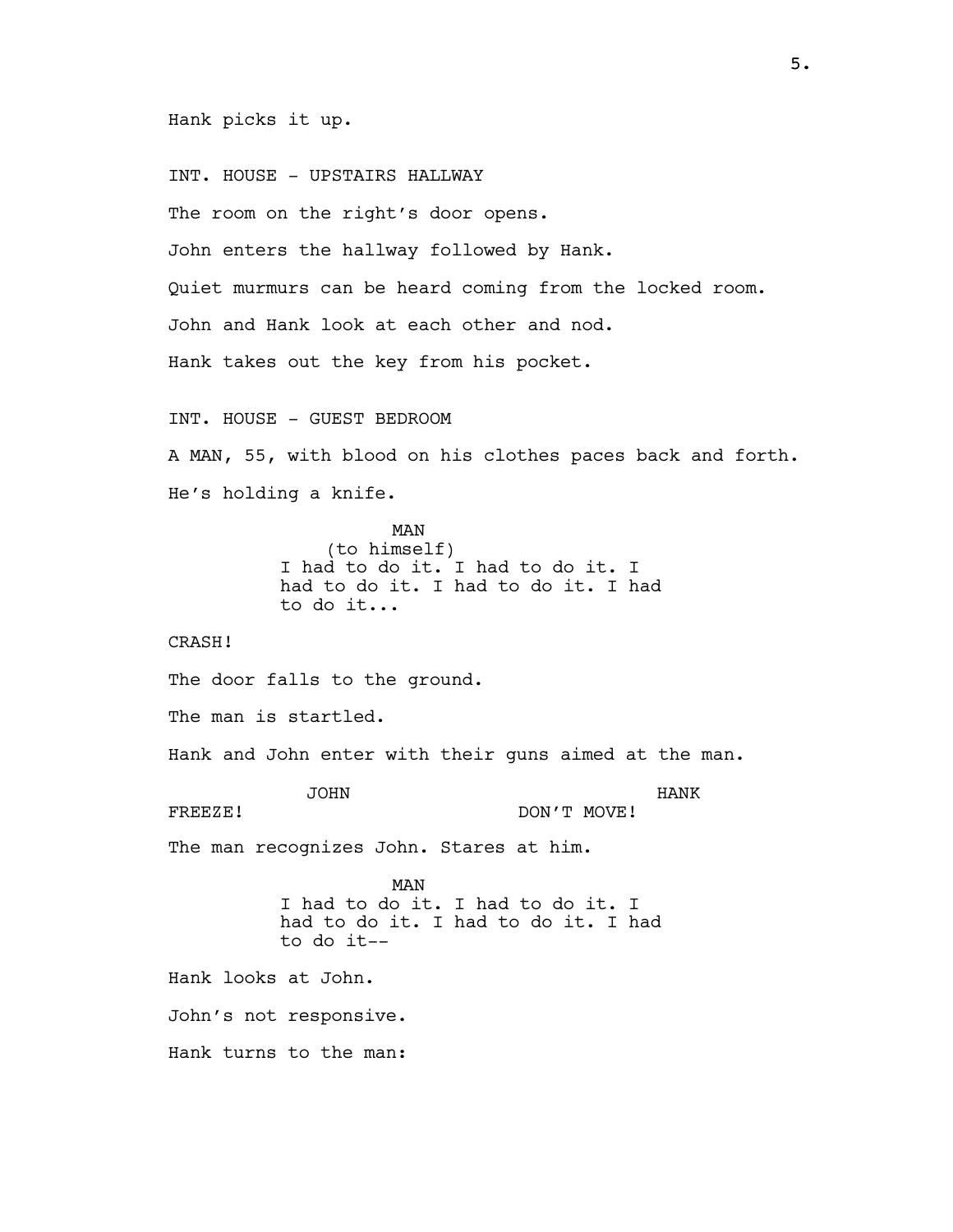Hank picks it up.

INT. HOUSE - UPSTAIRS HALLWAY

The room on the right's door opens.

John enters the hallway followed by Hank.

Quiet murmurs can be heard coming from the locked room.

John and Hank look at each other and nod.

Hank takes out the key from his pocket.

INT. HOUSE - GUEST BEDROOM

A MAN, 55, with blood on his clothes paces back and forth.

He's holding a knife.

MAN
(to himself)
I had to do it. I had to do it. I had to do it. I had to do it. I had to do it...

CRASH!

The door falls to the ground.

The man is startled.

Hank and John enter with their guns aimed at the man.

JOHN
FREEZE!

HANK
DON'T MOVE!

The man recognizes John. Stares at him.

MAN
I had to do it. I had to do it. I had to do it. I had to do it. I had to do it--

Hank looks at John.

John's not responsive.

Hank turns to the man: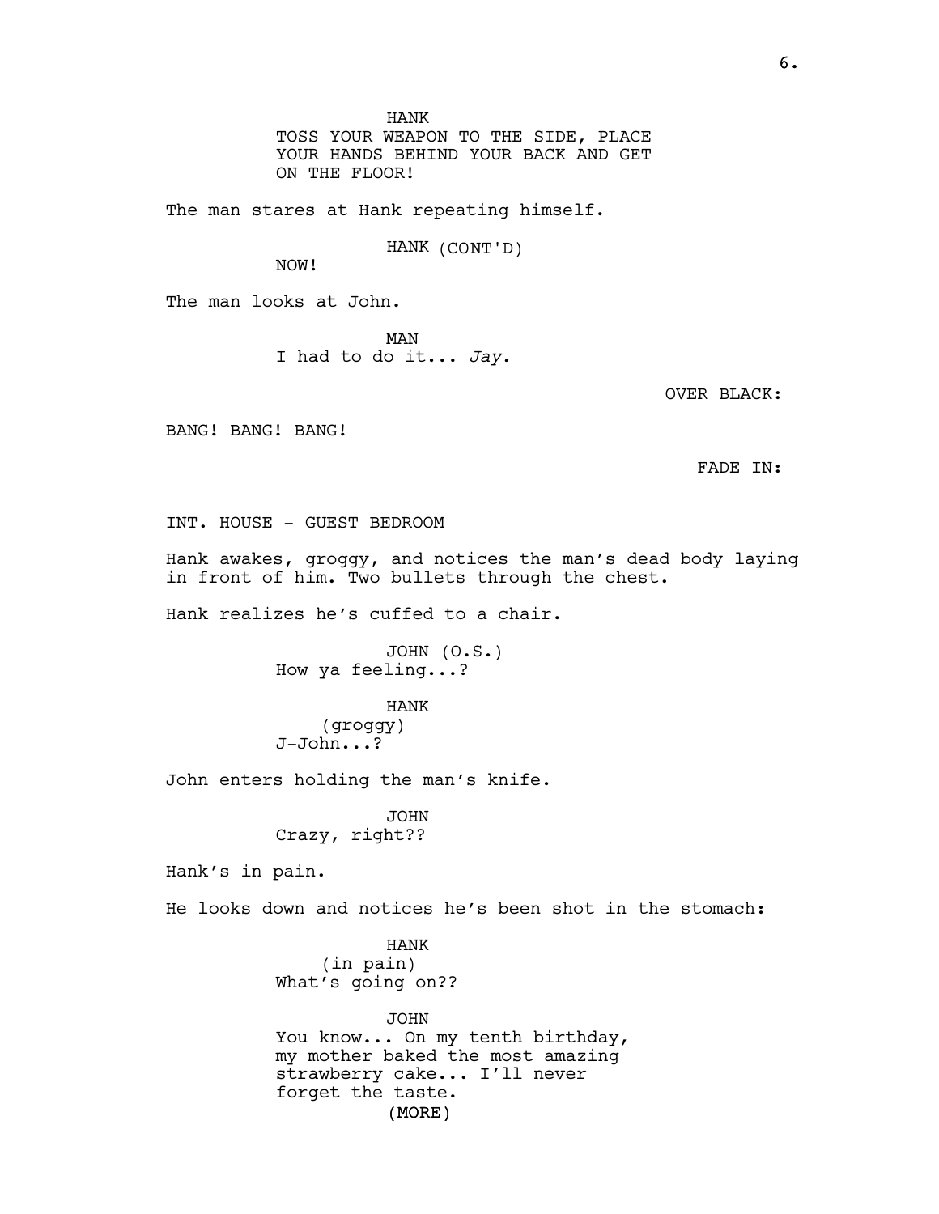HANK
TOSS YOUR WEAPON TO THE SIDE, PLACE YOUR HANDS BEHIND YOUR BACK AND GET ON THE FLOOR!

The man stares at Hank repeating himself.

HANK (CONT'D)
NOW!

The man looks at John.

MAN
I had to do it... *Jay.*

OVER BLACK:

BANG! BANG! BANG!

FADE IN:

INT. HOUSE - GUEST BEDROOM

Hank awakes, groggy, and notices the man's dead body laying in front of him. Two bullets through the chest.

Hank realizes he's cuffed to a chair.

JOHN (O.S.)
How ya feeling...?

HANK
(groggy)
J-John...?

John enters holding the man's knife.

JOHN
Crazy, right??

Hank's in pain.

He looks down and notices he's been shot in the stomach:

HANK
(in pain)
What's going on??

JOHN
You know... On my tenth birthday, my mother baked the most amazing strawberry cake... I'll never forget the taste.
(MORE)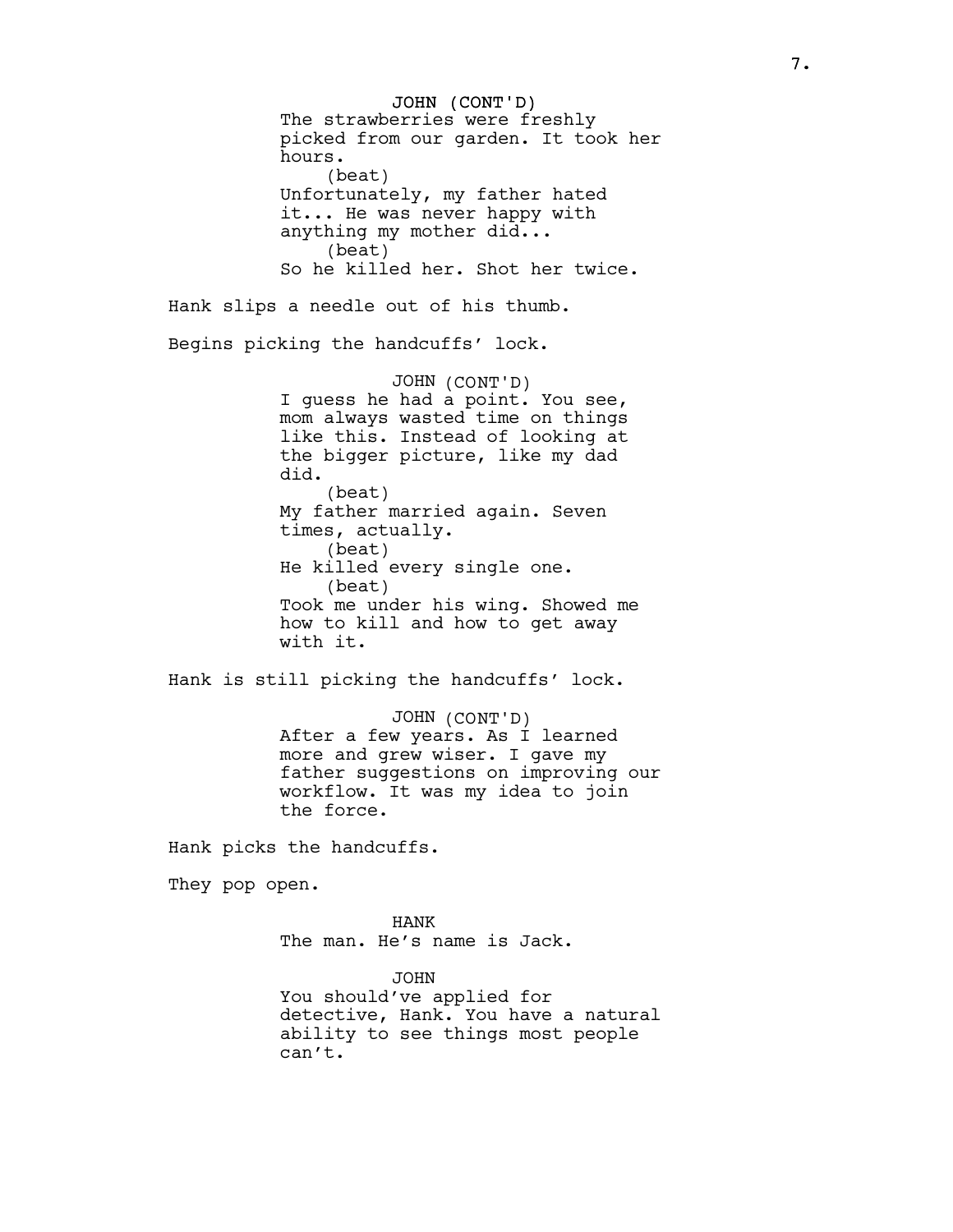JOHN (CONT'D)
The strawberries were freshly picked from our garden. It took her hours.
(beat)
Unfortunately, my father hated it... He was never happy with anything my mother did...
(beat)
So he killed her. Shot her twice.

Hank slips a needle out of his thumb.

Begins picking the handcuffs' lock.

JOHN (CONT'D)
I guess he had a point. You see, mom always wasted time on things like this. Instead of looking at the bigger picture, like my dad did.
(beat)
My father married again. Seven times, actually.
(beat)
He killed every single one.
(beat)
Took me under his wing. Showed me how to kill and how to get away with it.

Hank is still picking the handcuffs' lock.

JOHN (CONT'D)
After a few years. As I learned more and grew wiser. I gave my father suggestions on improving our workflow. It was my idea to join the force.

Hank picks the handcuffs.

They pop open.

HANK
The man. He's name is Jack.

JOHN
You should've applied for detective, Hank. You have a natural ability to see things most people can't.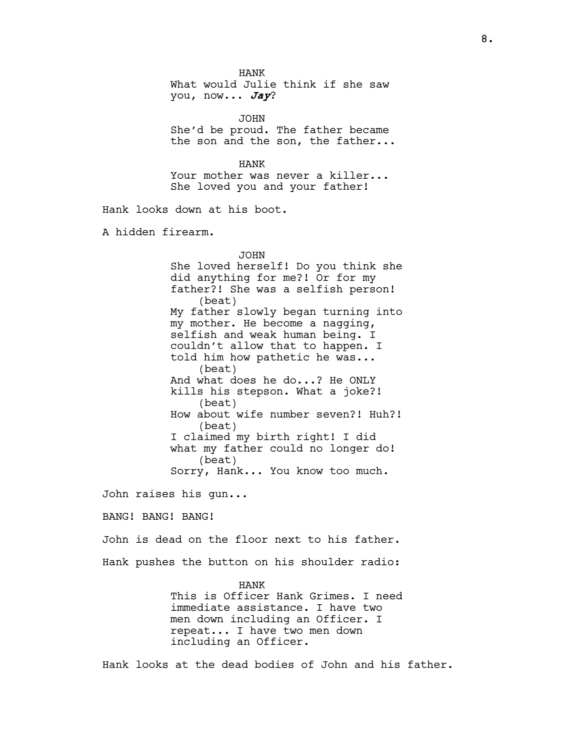HANK
What would Julie think if she saw you, now... ***Jay***?

JOHN
She'd be proud. The father became the son and the son, the father...

HANK
Your mother was never a killer... She loved you and your father!

Hank looks down at his boot.

A hidden firearm.

JOHN
She loved herself! Do you think she did anything for me?! Or for my father?! She was a selfish person!
(beat)
My father slowly began turning into my mother. He become a nagging, selfish and weak human being. I couldn't allow that to happen. I told him how pathetic he was...
(beat)
And what does he do...? He ONLY kills his stepson. What a joke?!
(beat)
How about wife number seven?! Huh?!
(beat)
I claimed my birth right! I did what my father could no longer do!
(beat)
Sorry, Hank... You know too much.

John raises his gun...

BANG! BANG! BANG!

John is dead on the floor next to his father.

Hank pushes the button on his shoulder radio:

HANK
This is Officer Hank Grimes. I need immediate assistance. I have two men down including an Officer. I repeat... I have two men down including an Officer.

Hank looks at the dead bodies of John and his father.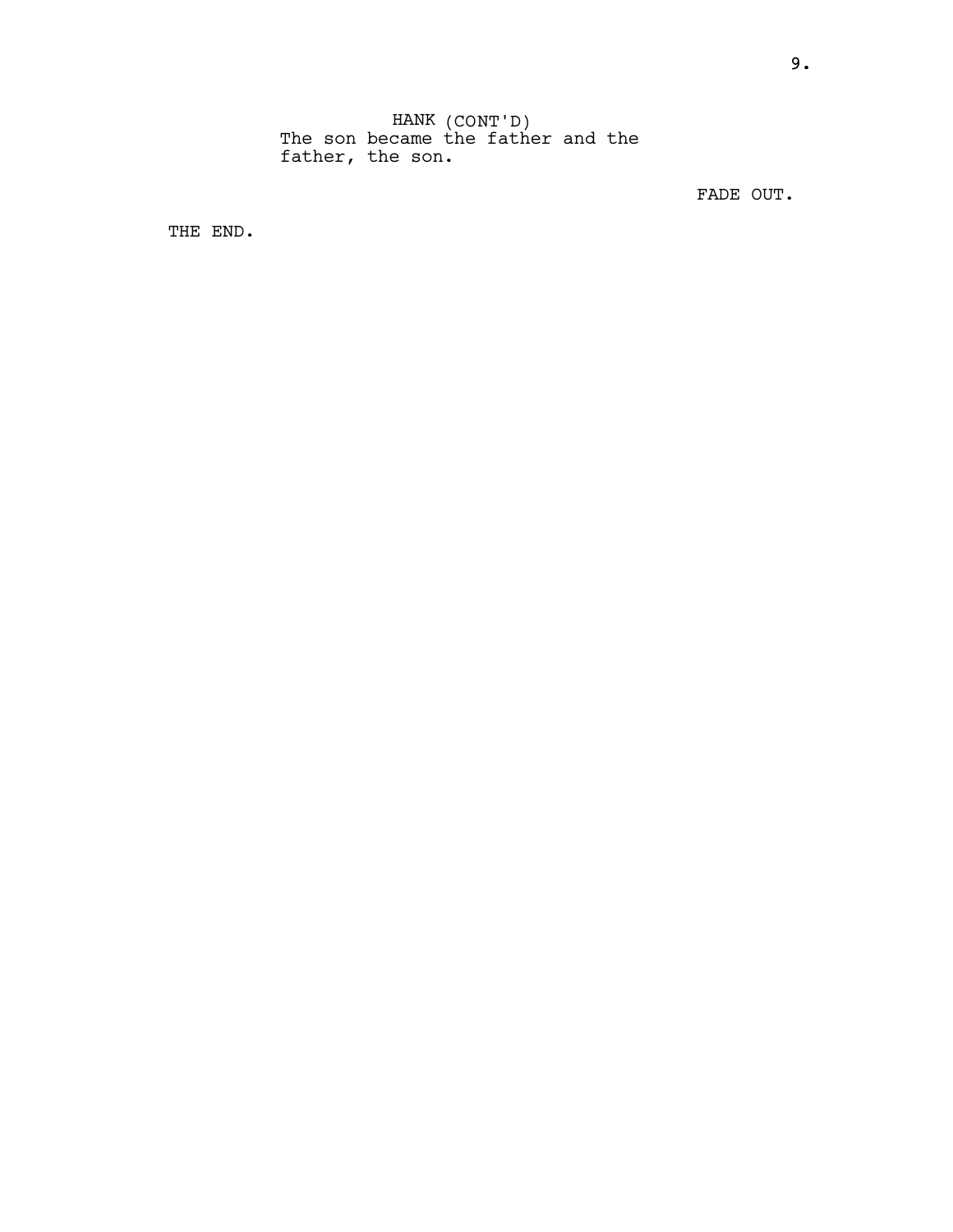HANK (CONT'D)
The son became the father and the father, the son.

FADE OUT.

THE END.